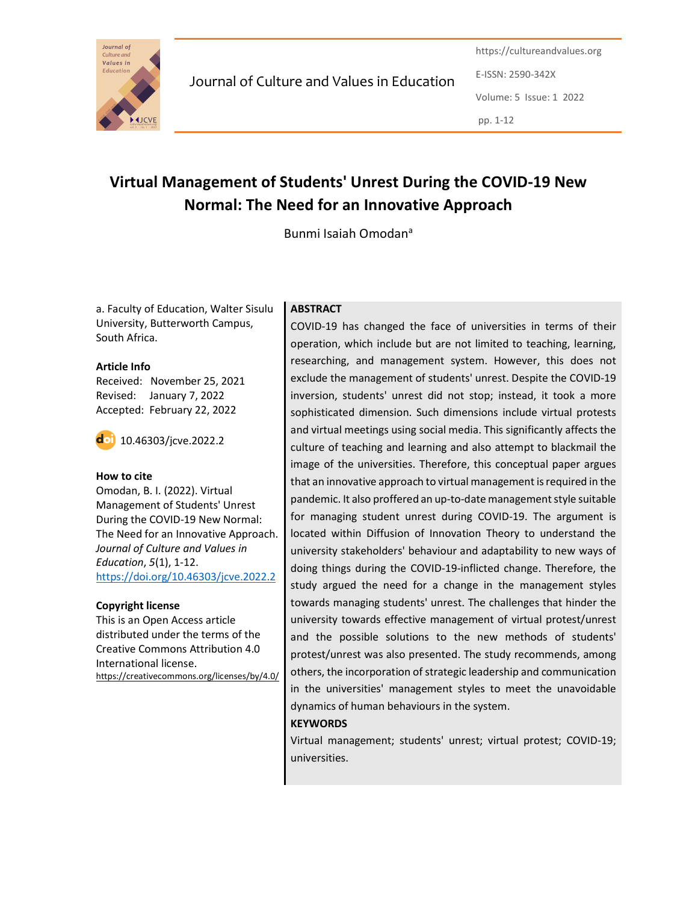# Virtual Management of Students' Unrest During the COVID-19 New Normal: The Need for an Innovative Approach

Bunmi Isaiah Omodan[a]

a. Faculty of Education, Walter Sisulu University, Butterworth Campus, South Africa.

**Article Info**

Received: November 25, 2021
Revised: January 7, 2022
Accepted: February 22, 2022

10.46303/jcve.2022.2

**How to cite**

Omodan, B. I. (2022). Virtual Management of Students' Unrest During the COVID-19 New Normal: The Need for an Innovative Approach. *Journal of Culture and Values in Education*, *5*(1), 1-12. https://doi.org/10.46303/jcve.2022.2

**Copyright license**

This is an Open Access article distributed under the terms of the Creative Commons Attribution 4.0 International license. https://creativecommons.org/licenses/by/4.0/

## ABSTRACT

COVID-19 has changed the face of universities in terms of their operation, which include but are not limited to teaching, learning, researching, and management system. However, this does not exclude the management of students' unrest. Despite the COVID-19 inversion, students' unrest did not stop; instead, it took a more sophisticated dimension. Such dimensions include virtual protests and virtual meetings using social media. This significantly affects the culture of teaching and learning and also attempt to blackmail the image of the universities. Therefore, this conceptual paper argues that an innovative approach to virtual management is required in the pandemic. It also proffered an up-to-date management style suitable for managing student unrest during COVID-19. The argument is located within Diffusion of Innovation Theory to understand the university stakeholders' behaviour and adaptability to new ways of doing things during the COVID-19-inflicted change. Therefore, the study argued the need for a change in the management styles towards managing students' unrest. The challenges that hinder the university towards effective management of virtual protest/unrest and the possible solutions to the new methods of students' protest/unrest was also presented. The study recommends, among others, the incorporation of strategic leadership and communication in the universities' management styles to meet the unavoidable dynamics of human behaviours in the system.

## KEYWORDS

Virtual management; students' unrest; virtual protest; COVID-19; universities.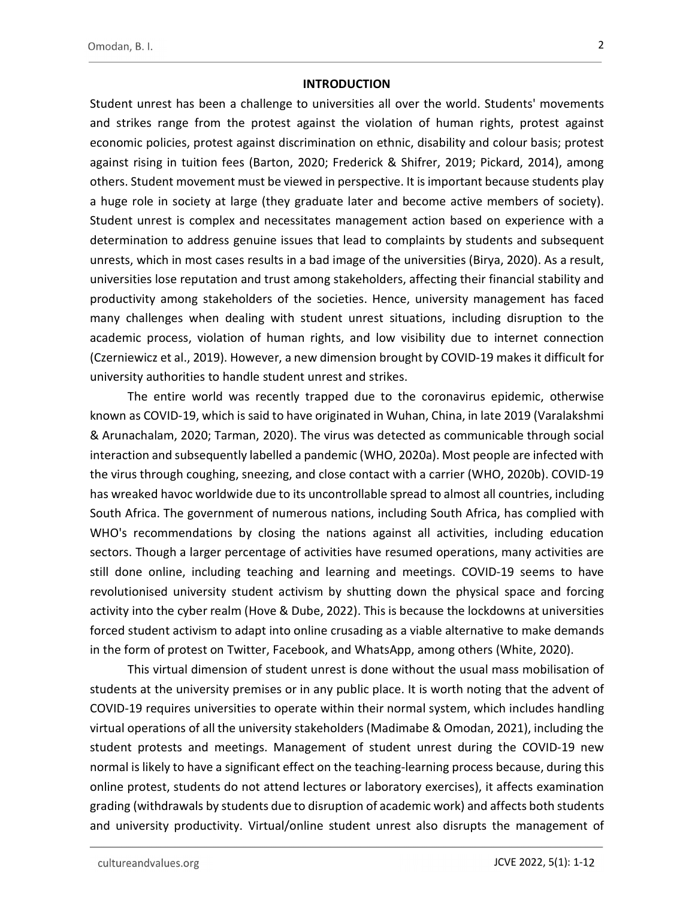## INTRODUCTION

Student unrest has been a challenge to universities all over the world. Students' movements and strikes range from the protest against the violation of human rights, protest against economic policies, protest against discrimination on ethnic, disability and colour basis; protest against rising in tuition fees (Barton, 2020; Frederick & Shifrer, 2019; Pickard, 2014), among others. Student movement must be viewed in perspective. It is important because students play a huge role in society at large (they graduate later and become active members of society). Student unrest is complex and necessitates management action based on experience with a determination to address genuine issues that lead to complaints by students and subsequent unrests, which in most cases results in a bad image of the universities (Birya, 2020). As a result, universities lose reputation and trust among stakeholders, affecting their financial stability and productivity among stakeholders of the societies. Hence, university management has faced many challenges when dealing with student unrest situations, including disruption to the academic process, violation of human rights, and low visibility due to internet connection (Czerniewicz et al., 2019). However, a new dimension brought by COVID-19 makes it difficult for university authorities to handle student unrest and strikes.

The entire world was recently trapped due to the coronavirus epidemic, otherwise known as COVID-19, which is said to have originated in Wuhan, China, in late 2019 (Varalakshmi & Arunachalam, 2020; Tarman, 2020). The virus was detected as communicable through social interaction and subsequently labelled a pandemic (WHO, 2020a). Most people are infected with the virus through coughing, sneezing, and close contact with a carrier (WHO, 2020b). COVID-19 has wreaked havoc worldwide due to its uncontrollable spread to almost all countries, including South Africa. The government of numerous nations, including South Africa, has complied with WHO's recommendations by closing the nations against all activities, including education sectors. Though a larger percentage of activities have resumed operations, many activities are still done online, including teaching and learning and meetings. COVID-19 seems to have revolutionised university student activism by shutting down the physical space and forcing activity into the cyber realm (Hove & Dube, 2022). This is because the lockdowns at universities forced student activism to adapt into online crusading as a viable alternative to make demands in the form of protest on Twitter, Facebook, and WhatsApp, among others (White, 2020).

This virtual dimension of student unrest is done without the usual mass mobilisation of students at the university premises or in any public place. It is worth noting that the advent of COVID-19 requires universities to operate within their normal system, which includes handling virtual operations of all the university stakeholders (Madimabe & Omodan, 2021), including the student protests and meetings. Management of student unrest during the COVID-19 new normal is likely to have a significant effect on the teaching-learning process because, during this online protest, students do not attend lectures or laboratory exercises), it affects examination grading (withdrawals by students due to disruption of academic work) and affects both students and university productivity. Virtual/online student unrest also disrupts the management of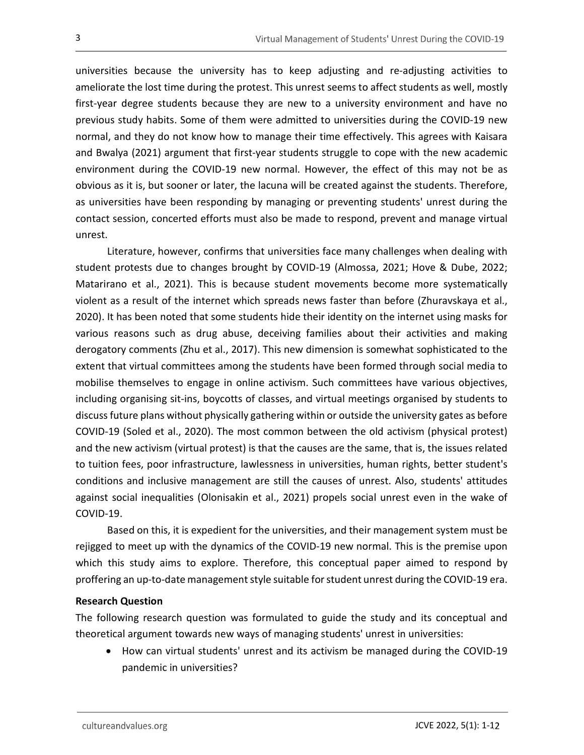universities because the university has to keep adjusting and re-adjusting activities to ameliorate the lost time during the protest. This unrest seems to affect students as well, mostly first-year degree students because they are new to a university environment and have no previous study habits. Some of them were admitted to universities during the COVID-19 new normal, and they do not know how to manage their time effectively. This agrees with Kaisara and Bwalya (2021) argument that first-year students struggle to cope with the new academic environment during the COVID-19 new normal. However, the effect of this may not be as obvious as it is, but sooner or later, the lacuna will be created against the students. Therefore, as universities have been responding by managing or preventing students' unrest during the contact session, concerted efforts must also be made to respond, prevent and manage virtual unrest.

Literature, however, confirms that universities face many challenges when dealing with student protests due to changes brought by COVID-19 (Almossa, 2021; Hove & Dube, 2022; Matarirano et al., 2021). This is because student movements become more systematically violent as a result of the internet which spreads news faster than before (Zhuravskaya et al., 2020). It has been noted that some students hide their identity on the internet using masks for various reasons such as drug abuse, deceiving families about their activities and making derogatory comments (Zhu et al., 2017). This new dimension is somewhat sophisticated to the extent that virtual committees among the students have been formed through social media to mobilise themselves to engage in online activism. Such committees have various objectives, including organising sit-ins, boycotts of classes, and virtual meetings organised by students to discuss future plans without physically gathering within or outside the university gates as before COVID-19 (Soled et al., 2020). The most common between the old activism (physical protest) and the new activism (virtual protest) is that the causes are the same, that is, the issues related to tuition fees, poor infrastructure, lawlessness in universities, human rights, better student's conditions and inclusive management are still the causes of unrest. Also, students' attitudes against social inequalities (Olonisakin et al., 2021) propels social unrest even in the wake of COVID-19.

Based on this, it is expedient for the universities, and their management system must be rejigged to meet up with the dynamics of the COVID-19 new normal. This is the premise upon which this study aims to explore. Therefore, this conceptual paper aimed to respond by proffering an up-to-date management style suitable for student unrest during the COVID-19 era.

**Research Question**

The following research question was formulated to guide the study and its conceptual and theoretical argument towards new ways of managing students' unrest in universities:

- How can virtual students' unrest and its activism be managed during the COVID-19 pandemic in universities?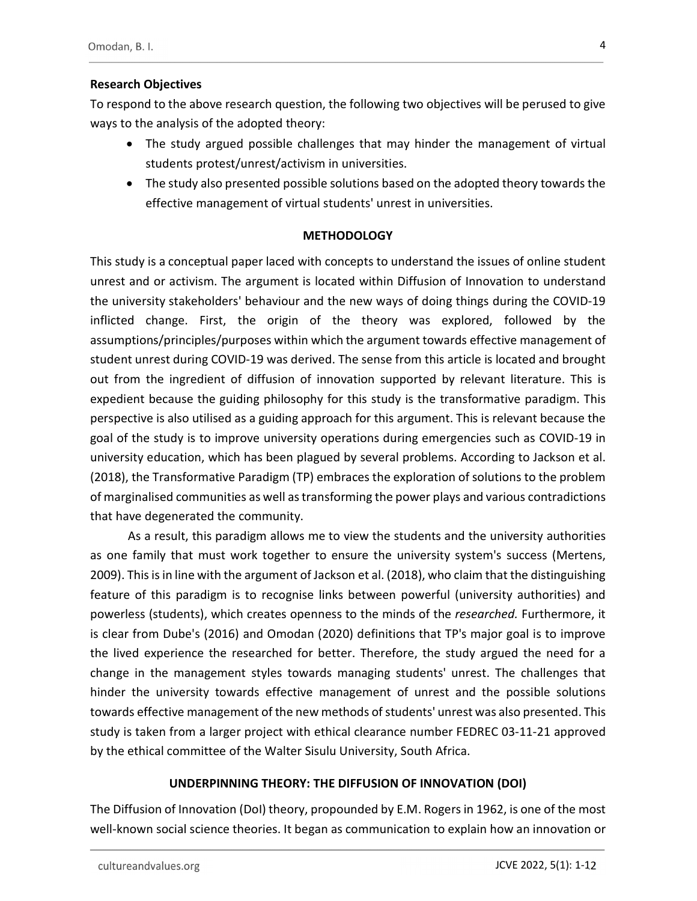**Research Objectives**

To respond to the above research question, the following two objectives will be perused to give ways to the analysis of the adopted theory:

- The study argued possible challenges that may hinder the management of virtual students protest/unrest/activism in universities.
- The study also presented possible solutions based on the adopted theory towards the effective management of virtual students' unrest in universities.

## METHODOLOGY

This study is a conceptual paper laced with concepts to understand the issues of online student unrest and or activism. The argument is located within Diffusion of Innovation to understand the university stakeholders' behaviour and the new ways of doing things during the COVID-19 inflicted change. First, the origin of the theory was explored, followed by the assumptions/principles/purposes within which the argument towards effective management of student unrest during COVID-19 was derived. The sense from this article is located and brought out from the ingredient of diffusion of innovation supported by relevant literature. This is expedient because the guiding philosophy for this study is the transformative paradigm. This perspective is also utilised as a guiding approach for this argument. This is relevant because the goal of the study is to improve university operations during emergencies such as COVID-19 in university education, which has been plagued by several problems. According to Jackson et al. (2018), the Transformative Paradigm (TP) embraces the exploration of solutions to the problem of marginalised communities as well as transforming the power plays and various contradictions that have degenerated the community.

As a result, this paradigm allows me to view the students and the university authorities as one family that must work together to ensure the university system's success (Mertens, 2009). This is in line with the argument of Jackson et al. (2018), who claim that the distinguishing feature of this paradigm is to recognise links between powerful (university authorities) and powerless (students), which creates openness to the minds of the *researched.* Furthermore, it is clear from Dube's (2016) and Omodan (2020) definitions that TP's major goal is to improve the lived experience the researched for better. Therefore, the study argued the need for a change in the management styles towards managing students' unrest. The challenges that hinder the university towards effective management of unrest and the possible solutions towards effective management of the new methods of students' unrest was also presented. This study is taken from a larger project with ethical clearance number FEDREC 03-11-21 approved by the ethical committee of the Walter Sisulu University, South Africa.

## UNDERPINNING THEORY: THE DIFFUSION OF INNOVATION (DOI)

The Diffusion of Innovation (DoI) theory, propounded by E.M. Rogers in 1962, is one of the most well-known social science theories. It began as communication to explain how an innovation or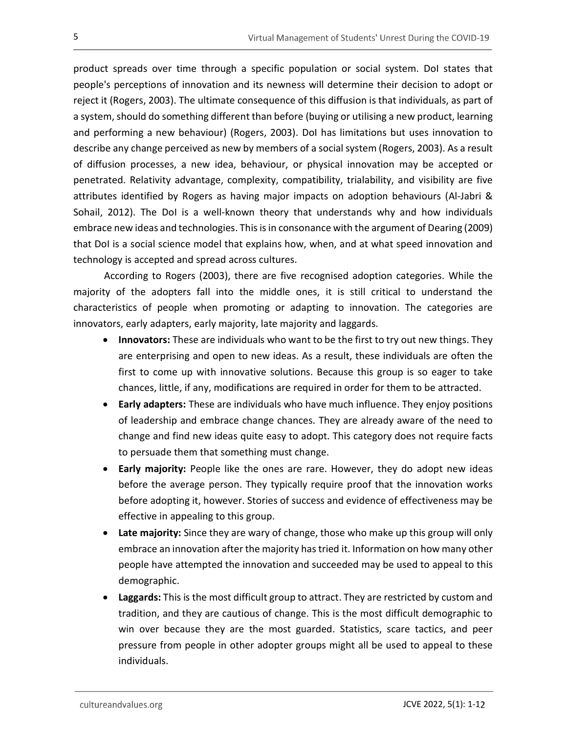product spreads over time through a specific population or social system. DoI states that people's perceptions of innovation and its newness will determine their decision to adopt or reject it (Rogers, 2003). The ultimate consequence of this diffusion is that individuals, as part of a system, should do something different than before (buying or utilising a new product, learning and performing a new behaviour) (Rogers, 2003). DoI has limitations but uses innovation to describe any change perceived as new by members of a social system (Rogers, 2003). As a result of diffusion processes, a new idea, behaviour, or physical innovation may be accepted or penetrated. Relativity advantage, complexity, compatibility, trialability, and visibility are five attributes identified by Rogers as having major impacts on adoption behaviours (Al-Jabri & Sohail, 2012). The DoI is a well-known theory that understands why and how individuals embrace new ideas and technologies. This is in consonance with the argument of Dearing (2009) that DoI is a social science model that explains how, when, and at what speed innovation and technology is accepted and spread across cultures.

According to Rogers (2003), there are five recognised adoption categories. While the majority of the adopters fall into the middle ones, it is still critical to understand the characteristics of people when promoting or adapting to innovation. The categories are innovators, early adapters, early majority, late majority and laggards.

- **Innovators:** These are individuals who want to be the first to try out new things. They are enterprising and open to new ideas. As a result, these individuals are often the first to come up with innovative solutions. Because this group is so eager to take chances, little, if any, modifications are required in order for them to be attracted.
- **Early adapters:** These are individuals who have much influence. They enjoy positions of leadership and embrace change chances. They are already aware of the need to change and find new ideas quite easy to adopt. This category does not require facts to persuade them that something must change.
- **Early majority:** People like the ones are rare. However, they do adopt new ideas before the average person. They typically require proof that the innovation works before adopting it, however. Stories of success and evidence of effectiveness may be effective in appealing to this group.
- **Late majority:** Since they are wary of change, those who make up this group will only embrace an innovation after the majority has tried it. Information on how many other people have attempted the innovation and succeeded may be used to appeal to this demographic.
- **Laggards:** This is the most difficult group to attract. They are restricted by custom and tradition, and they are cautious of change. This is the most difficult demographic to win over because they are the most guarded. Statistics, scare tactics, and peer pressure from people in other adopter groups might all be used to appeal to these individuals.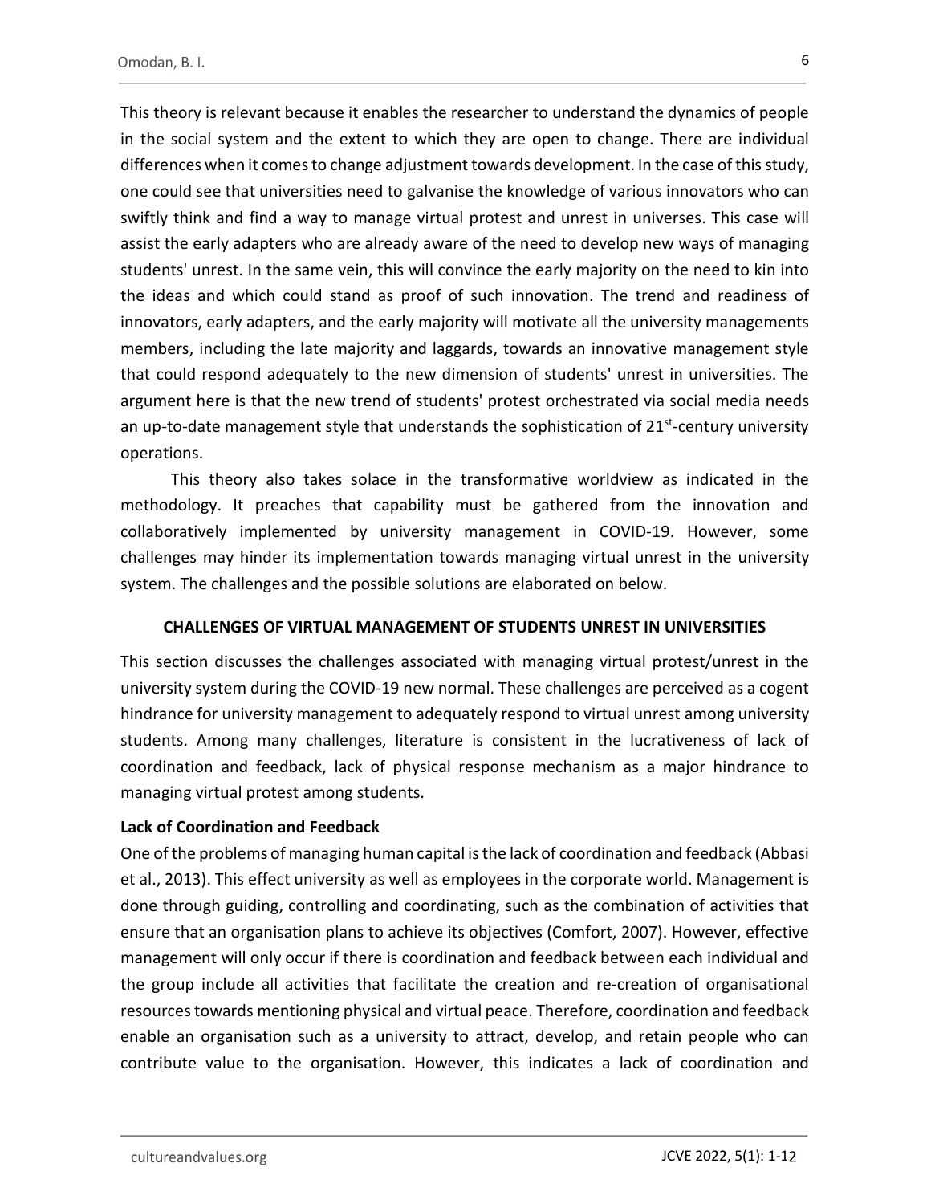This theory is relevant because it enables the researcher to understand the dynamics of people in the social system and the extent to which they are open to change. There are individual differences when it comes to change adjustment towards development. In the case of this study, one could see that universities need to galvanise the knowledge of various innovators who can swiftly think and find a way to manage virtual protest and unrest in universes. This case will assist the early adapters who are already aware of the need to develop new ways of managing students' unrest. In the same vein, this will convince the early majority on the need to kin into the ideas and which could stand as proof of such innovation. The trend and readiness of innovators, early adapters, and the early majority will motivate all the university managements members, including the late majority and laggards, towards an innovative management style that could respond adequately to the new dimension of students' unrest in universities. The argument here is that the new trend of students' protest orchestrated via social media needs an up-to-date management style that understands the sophistication of 21st-century university operations.

This theory also takes solace in the transformative worldview as indicated in the methodology. It preaches that capability must be gathered from the innovation and collaboratively implemented by university management in COVID-19. However, some challenges may hinder its implementation towards managing virtual unrest in the university system. The challenges and the possible solutions are elaborated on below.

## CHALLENGES OF VIRTUAL MANAGEMENT OF STUDENTS UNREST IN UNIVERSITIES

This section discusses the challenges associated with managing virtual protest/unrest in the university system during the COVID-19 new normal. These challenges are perceived as a cogent hindrance for university management to adequately respond to virtual unrest among university students. Among many challenges, literature is consistent in the lucrativeness of lack of coordination and feedback, lack of physical response mechanism as a major hindrance to managing virtual protest among students.

### Lack of Coordination and Feedback

One of the problems of managing human capital is the lack of coordination and feedback (Abbasi et al., 2013). This effect university as well as employees in the corporate world. Management is done through guiding, controlling and coordinating, such as the combination of activities that ensure that an organisation plans to achieve its objectives (Comfort, 2007). However, effective management will only occur if there is coordination and feedback between each individual and the group include all activities that facilitate the creation and re-creation of organisational resources towards mentioning physical and virtual peace. Therefore, coordination and feedback enable an organisation such as a university to attract, develop, and retain people who can contribute value to the organisation. However, this indicates a lack of coordination and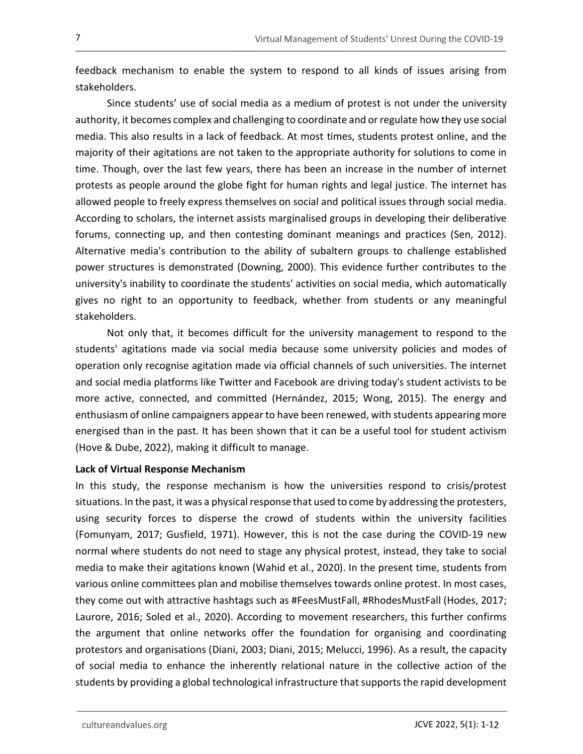feedback mechanism to enable the system to respond to all kinds of issues arising from stakeholders.

Since students' use of social media as a medium of protest is not under the university authority, it becomes complex and challenging to coordinate and or regulate how they use social media. This also results in a lack of feedback. At most times, students protest online, and the majority of their agitations are not taken to the appropriate authority for solutions to come in time. Though, over the last few years, there has been an increase in the number of internet protests as people around the globe fight for human rights and legal justice. The internet has allowed people to freely express themselves on social and political issues through social media. According to scholars, the internet assists marginalised groups in developing their deliberative forums, connecting up, and then contesting dominant meanings and practices (Sen, 2012). Alternative media's contribution to the ability of subaltern groups to challenge established power structures is demonstrated (Downing, 2000). This evidence further contributes to the university's inability to coordinate the students' activities on social media, which automatically gives no right to an opportunity to feedback, whether from students or any meaningful stakeholders.

Not only that, it becomes difficult for the university management to respond to the students' agitations made via social media because some university policies and modes of operation only recognise agitation made via official channels of such universities. The internet and social media platforms like Twitter and Facebook are driving today's student activists to be more active, connected, and committed (Hernández, 2015; Wong, 2015). The energy and enthusiasm of online campaigners appear to have been renewed, with students appearing more energised than in the past. It has been shown that it can be a useful tool for student activism (Hove & Dube, 2022), making it difficult to manage.

**Lack of Virtual Response Mechanism**

In this study, the response mechanism is how the universities respond to crisis/protest situations. In the past, it was a physical response that used to come by addressing the protesters, using security forces to disperse the crowd of students within the university facilities (Fomunyam, 2017; Gusfield, 1971). However, this is not the case during the COVID-19 new normal where students do not need to stage any physical protest, instead, they take to social media to make their agitations known (Wahid et al., 2020). In the present time, students from various online committees plan and mobilise themselves towards online protest. In most cases, they come out with attractive hashtags such as #FeesMustFall, #RhodesMustFall (Hodes, 2017; Laurore, 2016; Soled et al., 2020). According to movement researchers, this further confirms the argument that online networks offer the foundation for organising and coordinating protestors and organisations (Diani, 2003; Diani, 2015; Melucci, 1996). As a result, the capacity of social media to enhance the inherently relational nature in the collective action of the students by providing a global technological infrastructure that supports the rapid development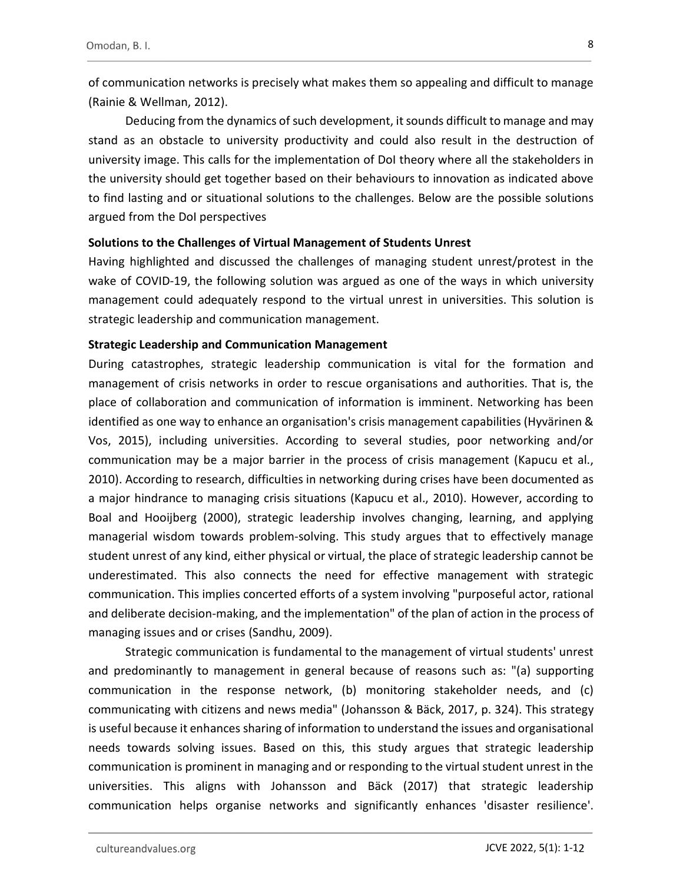of communication networks is precisely what makes them so appealing and difficult to manage (Rainie & Wellman, 2012).

Deducing from the dynamics of such development, it sounds difficult to manage and may stand as an obstacle to university productivity and could also result in the destruction of university image. This calls for the implementation of DoI theory where all the stakeholders in the university should get together based on their behaviours to innovation as indicated above to find lasting and or situational solutions to the challenges. Below are the possible solutions argued from the DoI perspectives

**Solutions to the Challenges of Virtual Management of Students Unrest**

Having highlighted and discussed the challenges of managing student unrest/protest in the wake of COVID-19, the following solution was argued as one of the ways in which university management could adequately respond to the virtual unrest in universities. This solution is strategic leadership and communication management.

**Strategic Leadership and Communication Management**

During catastrophes, strategic leadership communication is vital for the formation and management of crisis networks in order to rescue organisations and authorities. That is, the place of collaboration and communication of information is imminent. Networking has been identified as one way to enhance an organisation's crisis management capabilities (Hyvärinen & Vos, 2015), including universities. According to several studies, poor networking and/or communication may be a major barrier in the process of crisis management (Kapucu et al., 2010). According to research, difficulties in networking during crises have been documented as a major hindrance to managing crisis situations (Kapucu et al., 2010). However, according to Boal and Hooijberg (2000), strategic leadership involves changing, learning, and applying managerial wisdom towards problem-solving. This study argues that to effectively manage student unrest of any kind, either physical or virtual, the place of strategic leadership cannot be underestimated. This also connects the need for effective management with strategic communication. This implies concerted efforts of a system involving "purposeful actor, rational and deliberate decision-making, and the implementation" of the plan of action in the process of managing issues and or crises (Sandhu, 2009).

Strategic communication is fundamental to the management of virtual students' unrest and predominantly to management in general because of reasons such as: "(a) supporting communication in the response network, (b) monitoring stakeholder needs, and (c) communicating with citizens and news media" (Johansson & Bäck, 2017, p. 324). This strategy is useful because it enhances sharing of information to understand the issues and organisational needs towards solving issues. Based on this, this study argues that strategic leadership communication is prominent in managing and or responding to the virtual student unrest in the universities. This aligns with Johansson and Bäck (2017) that strategic leadership communication helps organise networks and significantly enhances 'disaster resilience'.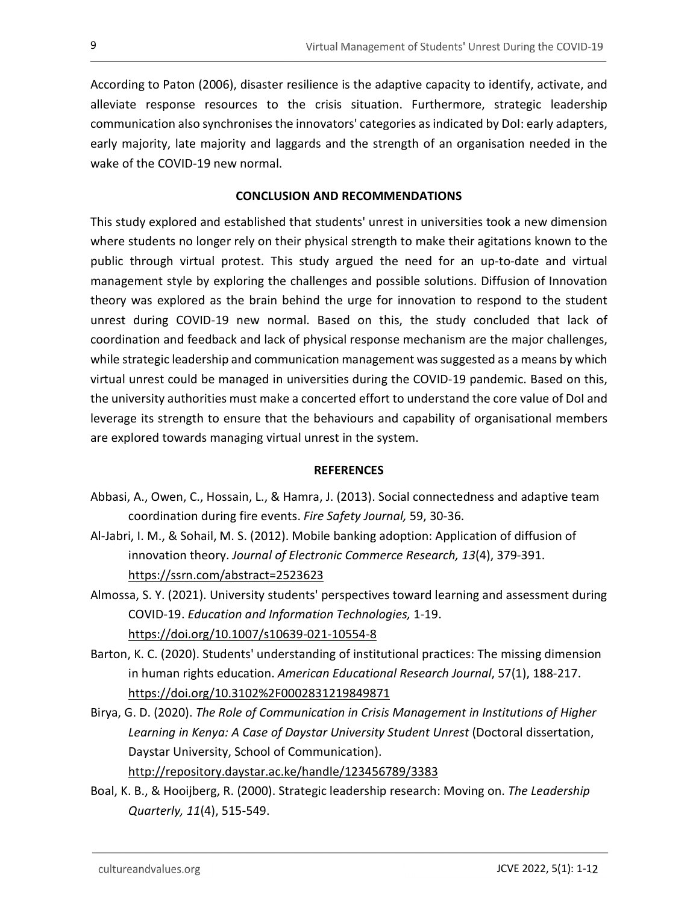According to Paton (2006), disaster resilience is the adaptive capacity to identify, activate, and alleviate response resources to the crisis situation. Furthermore, strategic leadership communication also synchronises the innovators' categories as indicated by DoI: early adapters, early majority, late majority and laggards and the strength of an organisation needed in the wake of the COVID-19 new normal.

## CONCLUSION AND RECOMMENDATIONS

This study explored and established that students' unrest in universities took a new dimension where students no longer rely on their physical strength to make their agitations known to the public through virtual protest. This study argued the need for an up-to-date and virtual management style by exploring the challenges and possible solutions. Diffusion of Innovation theory was explored as the brain behind the urge for innovation to respond to the student unrest during COVID-19 new normal. Based on this, the study concluded that lack of coordination and feedback and lack of physical response mechanism are the major challenges, while strategic leadership and communication management was suggested as a means by which virtual unrest could be managed in universities during the COVID-19 pandemic. Based on this, the university authorities must make a concerted effort to understand the core value of DoI and leverage its strength to ensure that the behaviours and capability of organisational members are explored towards managing virtual unrest in the system.

## REFERENCES

Abbasi, A., Owen, C., Hossain, L., & Hamra, J. (2013). Social connectedness and adaptive team coordination during fire events. *Fire Safety Journal,* 59, 30-36.

Al-Jabri, I. M., & Sohail, M. S. (2012). Mobile banking adoption: Application of diffusion of innovation theory. *Journal of Electronic Commerce Research, 13*(4), 379-391. https://ssrn.com/abstract=2523623

Almossa, S. Y. (2021). University students' perspectives toward learning and assessment during COVID-19. *Education and Information Technologies,* 1-19. https://doi.org/10.1007/s10639-021-10554-8

Barton, K. C. (2020). Students' understanding of institutional practices: The missing dimension in human rights education. *American Educational Research Journal*, 57(1), 188-217. https://doi.org/10.3102%2F0002831219849871

Birya, G. D. (2020). *The Role of Communication in Crisis Management in Institutions of Higher Learning in Kenya: A Case of Daystar University Student Unrest* (Doctoral dissertation, Daystar University, School of Communication). http://repository.daystar.ac.ke/handle/123456789/3383

Boal, K. B., & Hooijberg, R. (2000). Strategic leadership research: Moving on. *The Leadership Quarterly, 11*(4), 515-549.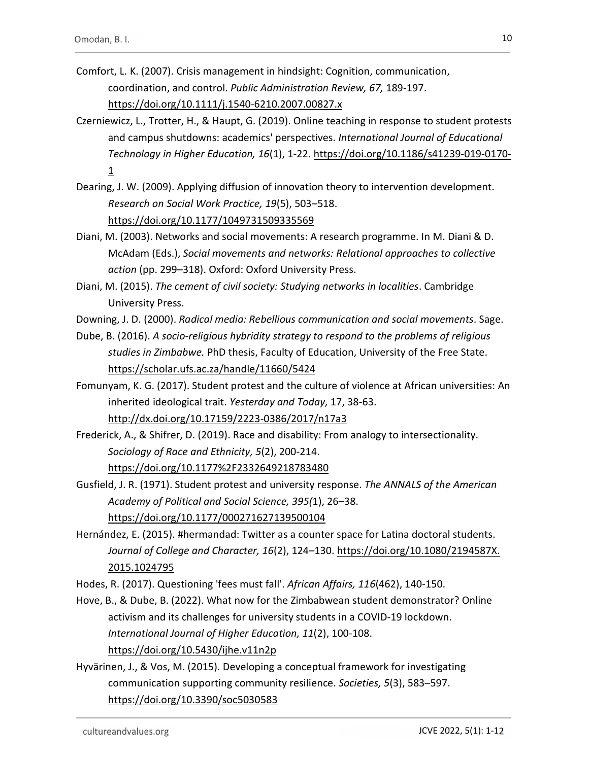Comfort, L. K. (2007). Crisis management in hindsight: Cognition, communication, coordination, and control. *Public Administration Review, 67,* 189-197. https://doi.org/10.1111/j.1540-6210.2007.00827.x

Czerniewicz, L., Trotter, H., & Haupt, G. (2019). Online teaching in response to student protests and campus shutdowns: academics' perspectives. *International Journal of Educational Technology in Higher Education, 16*(1), 1-22. https://doi.org/10.1186/s41239-019-0170-1

Dearing, J. W. (2009). Applying diffusion of innovation theory to intervention development. *Research on Social Work Practice, 19*(5), 503–518. https://doi.org/10.1177/1049731509335569

Diani, M. (2003). Networks and social movements: A research programme. In M. Diani & D. McAdam (Eds.), *Social movements and networks: Relational approaches to collective action* (pp. 299–318). Oxford: Oxford University Press.

Diani, M. (2015). *The cement of civil society: Studying networks in localities*. Cambridge University Press.

Downing, J. D. (2000). *Radical media: Rebellious communication and social movements*. Sage.

Dube, B. (2016). *A socio-religious hybridity strategy to respond to the problems of religious studies in Zimbabwe.* PhD thesis, Faculty of Education, University of the Free State. https://scholar.ufs.ac.za/handle/11660/5424

Fomunyam, K. G. (2017). Student protest and the culture of violence at African universities: An inherited ideological trait. *Yesterday and Today,* 17, 38-63. http://dx.doi.org/10.17159/2223-0386/2017/n17a3

Frederick, A., & Shifrer, D. (2019). Race and disability: From analogy to intersectionality. *Sociology of Race and Ethnicity, 5*(2), 200-214. https://doi.org/10.1177%2F2332649218783480

Gusfield, J. R. (1971). Student protest and university response. *The ANNALS of the American Academy of Political and Social Science, 395(*1), 26–38. https://doi.org/10.1177/000271627139500104

Hernández, E. (2015). #hermandad: Twitter as a counter space for Latina doctoral students. *Journal of College and Character, 16*(2), 124–130. https://doi.org/10.1080/2194587X.2015.1024795

Hodes, R. (2017). Questioning 'fees must fall'. *African Affairs, 116*(462), 140-150.

Hove, B., & Dube, B. (2022). What now for the Zimbabwean student demonstrator? Online activism and its challenges for university students in a COVID-19 lockdown. *International Journal of Higher Education, 11*(2), 100-108. https://doi.org/10.5430/ijhe.v11n2p

Hyvärinen, J., & Vos, M. (2015). Developing a conceptual framework for investigating communication supporting community resilience. *Societies, 5*(3), 583–597. https://doi.org/10.3390/soc5030583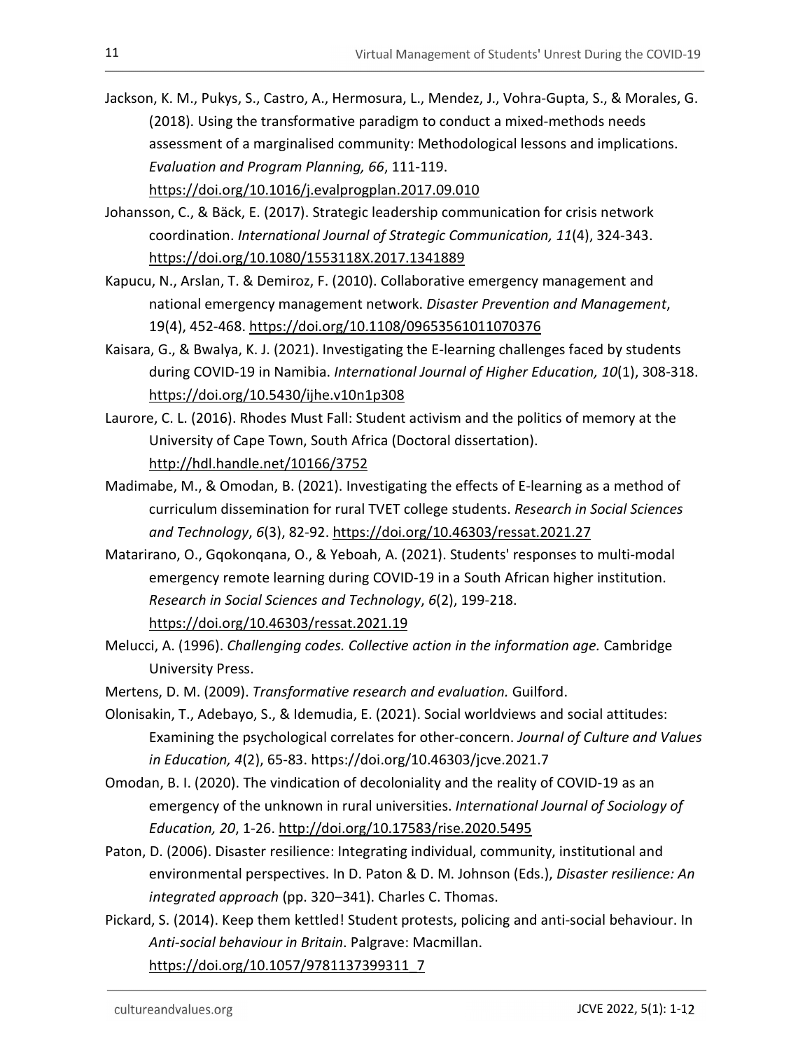Jackson, K. M., Pukys, S., Castro, A., Hermosura, L., Mendez, J., Vohra-Gupta, S., & Morales, G. (2018). Using the transformative paradigm to conduct a mixed-methods needs assessment of a marginalised community: Methodological lessons and implications. *Evaluation and Program Planning, 66*, 111-119. https://doi.org/10.1016/j.evalprogplan.2017.09.010

Johansson, C., & Bäck, E. (2017). Strategic leadership communication for crisis network coordination. *International Journal of Strategic Communication, 11*(4), 324-343. https://doi.org/10.1080/1553118X.2017.1341889

Kapucu, N., Arslan, T. & Demiroz, F. (2010). Collaborative emergency management and national emergency management network. *Disaster Prevention and Management*, 19(4), 452-468. https://doi.org/10.1108/09653561011070376

Kaisara, G., & Bwalya, K. J. (2021). Investigating the E-learning challenges faced by students during COVID-19 in Namibia. *International Journal of Higher Education, 10*(1), 308-318. https://doi.org/10.5430/ijhe.v10n1p308

Laurore, C. L. (2016). Rhodes Must Fall: Student activism and the politics of memory at the University of Cape Town, South Africa (Doctoral dissertation). http://hdl.handle.net/10166/3752

Madimabe, M., & Omodan, B. (2021). Investigating the effects of E-learning as a method of curriculum dissemination for rural TVET college students. *Research in Social Sciences and Technology*, *6*(3), 82-92. https://doi.org/10.46303/ressat.2021.27

Matarirano, O., Gqokonqana, O., & Yeboah, A. (2021). Students' responses to multi-modal emergency remote learning during COVID-19 in a South African higher institution. *Research in Social Sciences and Technology*, *6*(2), 199-218. https://doi.org/10.46303/ressat.2021.19

Melucci, A. (1996). *Challenging codes. Collective action in the information age.* Cambridge University Press.

Mertens, D. M. (2009). *Transformative research and evaluation.* Guilford.

Olonisakin, T., Adebayo, S., & Idemudia, E. (2021). Social worldviews and social attitudes: Examining the psychological correlates for other-concern. *Journal of Culture and Values in Education, 4*(2), 65-83. https://doi.org/10.46303/jcve.2021.7

Omodan, B. I. (2020). The vindication of decoloniality and the reality of COVID-19 as an emergency of the unknown in rural universities. *International Journal of Sociology of Education, 20*, 1-26. http://doi.org/10.17583/rise.2020.5495

Paton, D. (2006). Disaster resilience: Integrating individual, community, institutional and environmental perspectives. In D. Paton & D. M. Johnson (Eds.), *Disaster resilience: An integrated approach* (pp. 320–341). Charles C. Thomas.

Pickard, S. (2014). Keep them kettled! Student protests, policing and anti-social behaviour. In *Anti-social behaviour in Britain*. Palgrave: Macmillan. https://doi.org/10.1057/9781137399311_7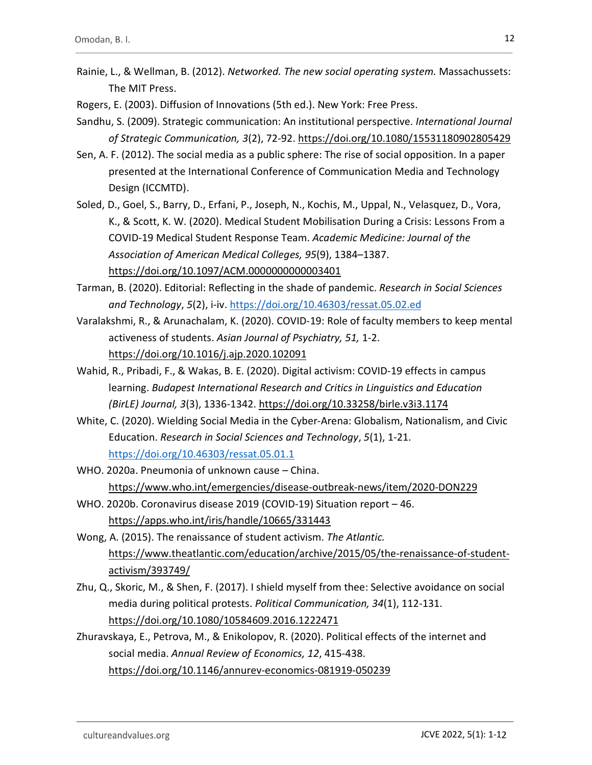Rainie, L., & Wellman, B. (2012). *Networked. The new social operating system.* Massachussets: The MIT Press.

Rogers, E. (2003). Diffusion of Innovations (5th ed.). New York: Free Press.

Sandhu, S. (2009). Strategic communication: An institutional perspective. *International Journal of Strategic Communication, 3*(2), 72-92. https://doi.org/10.1080/15531180902805429

Sen, A. F. (2012). The social media as a public sphere: The rise of social opposition. In a paper presented at the International Conference of Communication Media and Technology Design (ICCMTD).

Soled, D., Goel, S., Barry, D., Erfani, P., Joseph, N., Kochis, M., Uppal, N., Velasquez, D., Vora, K., & Scott, K. W. (2020). Medical Student Mobilisation During a Crisis: Lessons From a COVID-19 Medical Student Response Team. *Academic Medicine: Journal of the Association of American Medical Colleges, 95*(9), 1384–1387. https://doi.org/10.1097/ACM.0000000000003401

Tarman, B. (2020). Editorial: Reflecting in the shade of pandemic. *Research in Social Sciences and Technology*, *5*(2), i-iv. https://doi.org/10.46303/ressat.05.02.ed

Varalakshmi, R., & Arunachalam, K. (2020). COVID-19: Role of faculty members to keep mental activeness of students. *Asian Journal of Psychiatry, 51,* 1-2. https://doi.org/10.1016/j.ajp.2020.102091

Wahid, R., Pribadi, F., & Wakas, B. E. (2020). Digital activism: COVID-19 effects in campus learning. *Budapest International Research and Critics in Linguistics and Education (BirLE) Journal, 3*(3), 1336-1342. https://doi.org/10.33258/birle.v3i3.1174

White, C. (2020). Wielding Social Media in the Cyber-Arena: Globalism, Nationalism, and Civic Education. *Research in Social Sciences and Technology*, *5*(1), 1-21. https://doi.org/10.46303/ressat.05.01.1

WHO. 2020a. Pneumonia of unknown cause – China. https://www.who.int/emergencies/disease-outbreak-news/item/2020-DON229

WHO. 2020b. Coronavirus disease 2019 (COVID-19) Situation report – 46. https://apps.who.int/iris/handle/10665/331443

Wong, A. (2015). The renaissance of student activism. *The Atlantic.* https://www.theatlantic.com/education/archive/2015/05/the-renaissance-of-student-activism/393749/

Zhu, Q., Skoric, M., & Shen, F. (2017). I shield myself from thee: Selective avoidance on social media during political protests. *Political Communication, 34*(1), 112-131. https://doi.org/10.1080/10584609.2016.1222471

Zhuravskaya, E., Petrova, M., & Enikolopov, R. (2020). Political effects of the internet and social media. *Annual Review of Economics, 12*, 415-438. https://doi.org/10.1146/annurev-economics-081919-050239